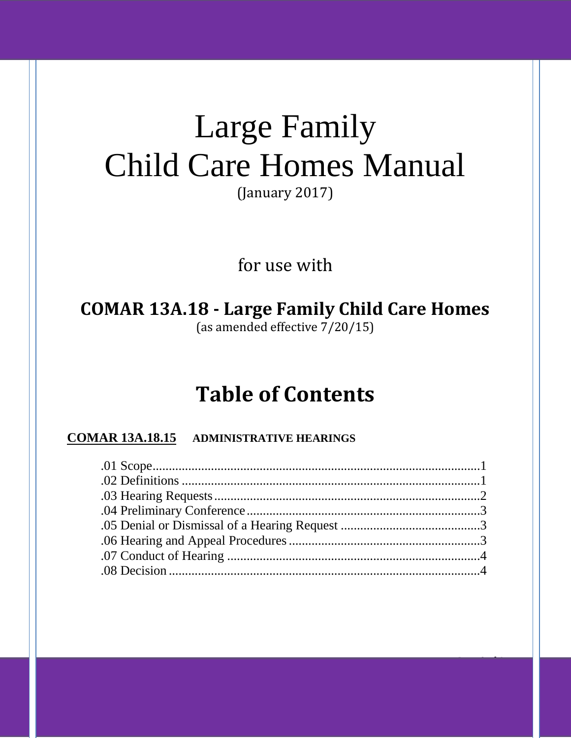# Large Family Child Care Homes Manual

(January 2017)

for use with

**COMAR 13A.18 - Large Family Child Care Homes**

(as amended effective 7/20/15)

## Table of Contents

**COMAR 13A.18.15** **ADMINISTRATIVE HEARINGS**

.01 Scope....................................................................................................1
.02 Definitions ...........................................................................................1
.03 Hearing Requests.................................................................................2
.04 Preliminary Conference.......................................................................3
.05 Denial or Dismissal of a Hearing Request ..........................................3
.06 Hearing and Appeal Procedures..........................................................3
.07 Conduct of Hearing .............................................................................4
.08 Decision................................................................................................4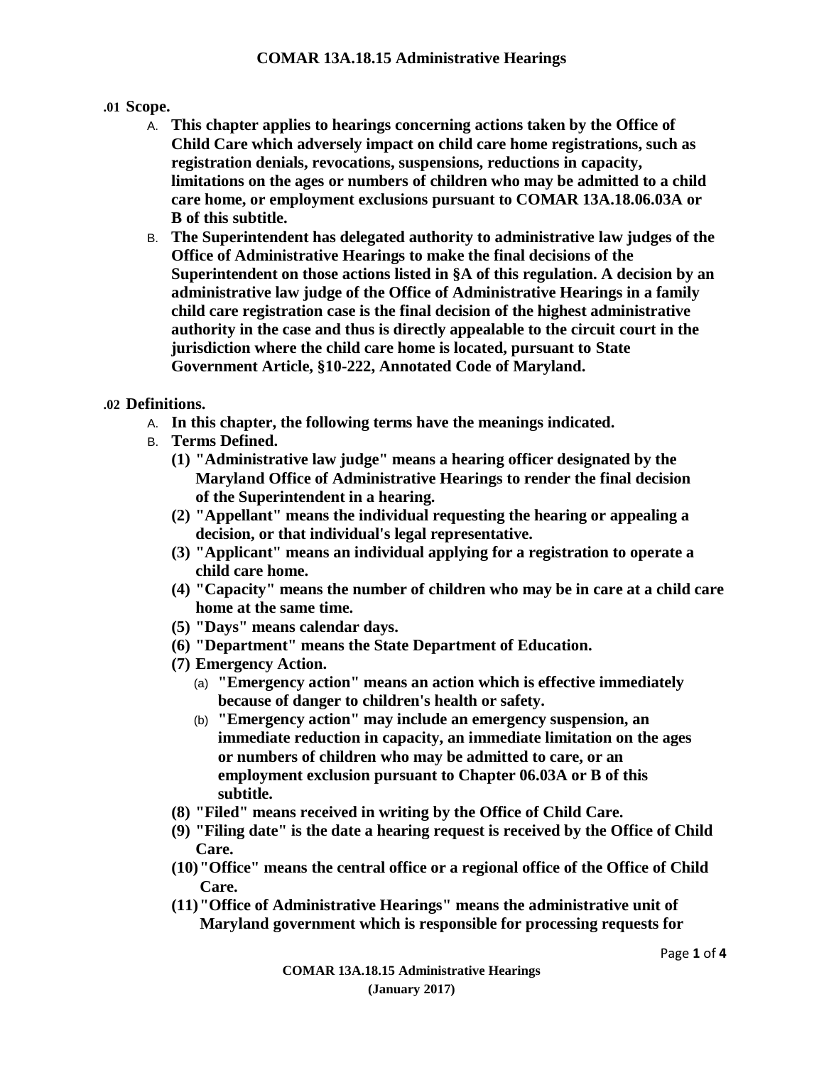**COMAR 13A.18.15 Administrative Hearings**

**.01 Scope.**

A. **This chapter applies to hearings concerning actions taken by the Office of Child Care which adversely impact on child care home registrations, such as registration denials, revocations, suspensions, reductions in capacity, limitations on the ages or numbers of children who may be admitted to a child care home, or employment exclusions pursuant to COMAR 13A.18.06.03A or B of this subtitle.**

B. **The Superintendent has delegated authority to administrative law judges of the Office of Administrative Hearings to make the final decisions of the Superintendent on those actions listed in §A of this regulation. A decision by an administrative law judge of the Office of Administrative Hearings in a family child care registration case is the final decision of the highest administrative authority in the case and thus is directly appealable to the circuit court in the jurisdiction where the child care home is located, pursuant to State Government Article, §10-222, Annotated Code of Maryland.**

**.02 Definitions.**

A. **In this chapter, the following terms have the meanings indicated.**

B. **Terms Defined.**

   **(1) "Administrative law judge" means a hearing officer designated by the Maryland Office of Administrative Hearings to render the final decision of the Superintendent in a hearing.**

   **(2) "Appellant" means the individual requesting the hearing or appealing a decision, or that individual's legal representative.**

   **(3) "Applicant" means an individual applying for a registration to operate a child care home.**

   **(4) "Capacity" means the number of children who may be in care at a child care home at the same time.**

   **(5) "Days" means calendar days.**

   **(6) "Department" means the State Department of Education.**

   **(7) Emergency Action.**

      (a) **"Emergency action" means an action which is effective immediately because of danger to children's health or safety.**

      (b) **"Emergency action" may include an emergency suspension, an immediate reduction in capacity, an immediate limitation on the ages or numbers of children who may be admitted to care, or an employment exclusion pursuant to Chapter 06.03A or B of this subtitle.**

   **(8) "Filed" means received in writing by the Office of Child Care.**

   **(9) "Filing date" is the date a hearing request is received by the Office of Child Care.**

   **(10) "Office" means the central office or a regional office of the Office of Child Care.**

   **(11) "Office of Administrative Hearings" means the administrative unit of Maryland government which is responsible for processing requests for**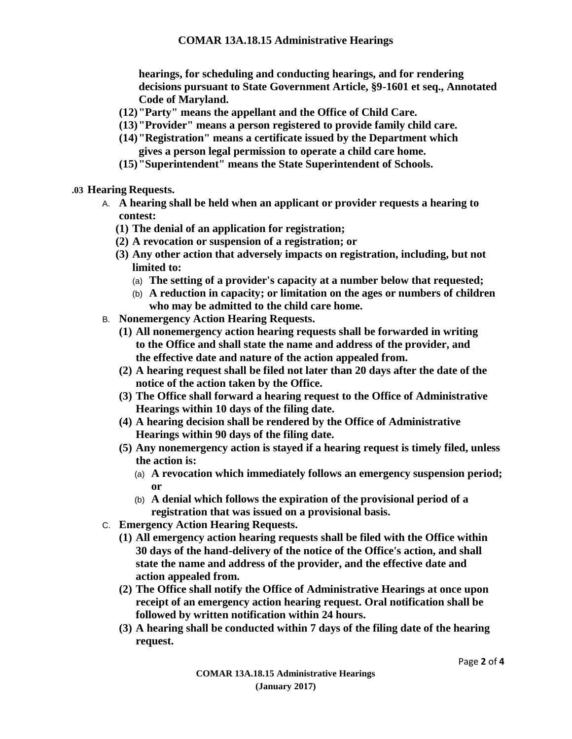hearings, for scheduling and conducting hearings, and for rendering decisions pursuant to State Government Article, §9-1601 et seq., Annotated Code of Maryland.

(12) "Party" means the appellant and the Office of Child Care.

(13) "Provider" means a person registered to provide family child care.

(14) "Registration" means a certificate issued by the Department which gives a person legal permission to operate a child care home.

(15) "Superintendent" means the State Superintendent of Schools.

**.03 Hearing Requests.**

A. A hearing shall be held when an applicant or provider requests a hearing to contest:

(1) The denial of an application for registration;

(2) A revocation or suspension of a registration; or

(3) Any other action that adversely impacts on registration, including, but not limited to:

(a) The setting of a provider's capacity at a number below that requested;

(b) A reduction in capacity; or limitation on the ages or numbers of children who may be admitted to the child care home.

B. Nonemergency Action Hearing Requests.

(1) All nonemergency action hearing requests shall be forwarded in writing to the Office and shall state the name and address of the provider, and the effective date and nature of the action appealed from.

(2) A hearing request shall be filed not later than 20 days after the date of the notice of the action taken by the Office.

(3) The Office shall forward a hearing request to the Office of Administrative Hearings within 10 days of the filing date.

(4) A hearing decision shall be rendered by the Office of Administrative Hearings within 90 days of the filing date.

(5) Any nonemergency action is stayed if a hearing request is timely filed, unless the action is:

(a) A revocation which immediately follows an emergency suspension period; or

(b) A denial which follows the expiration of the provisional period of a registration that was issued on a provisional basis.

C. Emergency Action Hearing Requests.

(1) All emergency action hearing requests shall be filed with the Office within 30 days of the hand-delivery of the notice of the Office's action, and shall state the name and address of the provider, and the effective date and action appealed from.

(2) The Office shall notify the Office of Administrative Hearings at once upon receipt of an emergency action hearing request. Oral notification shall be followed by written notification within 24 hours.

(3) A hearing shall be conducted within 7 days of the filing date of the hearing request.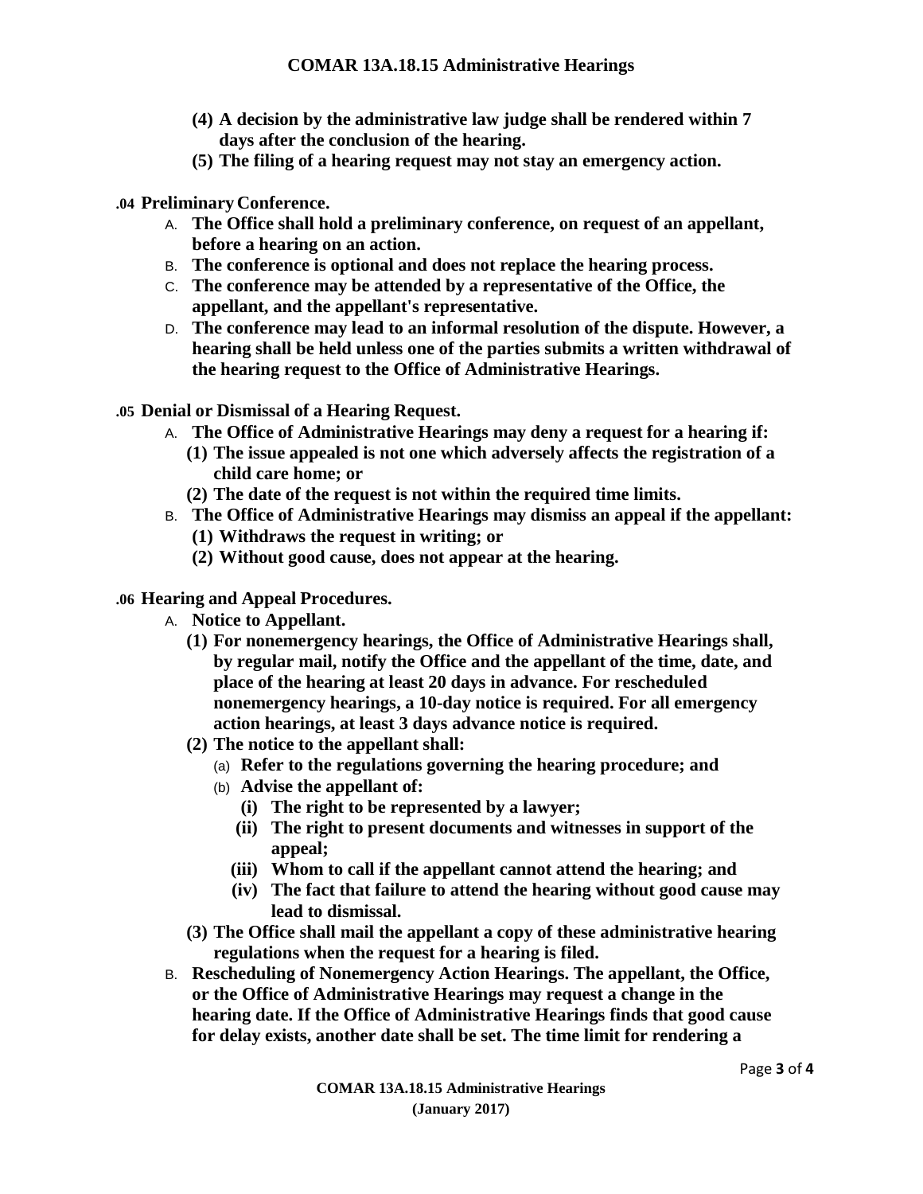**(4) A decision by the administrative law judge shall be rendered within 7 days after the conclusion of the hearing.**

**(5) The filing of a hearing request may not stay an emergency action.**

**.04 Preliminary Conference.**

A. **The Office shall hold a preliminary conference, on request of an appellant, before a hearing on an action.**

B. **The conference is optional and does not replace the hearing process.**

C. **The conference may be attended by a representative of the Office, the appellant, and the appellant's representative.**

D. **The conference may lead to an informal resolution of the dispute. However, a hearing shall be held unless one of the parties submits a written withdrawal of the hearing request to the Office of Administrative Hearings.**

**.05 Denial or Dismissal of a Hearing Request.**

A. **The Office of Administrative Hearings may deny a request for a hearing if:**

**(1) The issue appealed is not one which adversely affects the registration of a child care home; or**

**(2) The date of the request is not within the required time limits.**

B. **The Office of Administrative Hearings may dismiss an appeal if the appellant:**

**(1) Withdraws the request in writing; or**

**(2) Without good cause, does not appear at the hearing.**

**.06 Hearing and Appeal Procedures.**

A. **Notice to Appellant.**

**(1) For nonemergency hearings, the Office of Administrative Hearings shall, by regular mail, notify the Office and the appellant of the time, date, and place of the hearing at least 20 days in advance. For rescheduled nonemergency hearings, a 10-day notice is required. For all emergency action hearings, at least 3 days advance notice is required.**

**(2) The notice to the appellant shall:**

(a) **Refer to the regulations governing the hearing procedure; and**

(b) **Advise the appellant of:**

**(i) The right to be represented by a lawyer;**

**(ii) The right to present documents and witnesses in support of the appeal;**

**(iii) Whom to call if the appellant cannot attend the hearing; and**

**(iv) The fact that failure to attend the hearing without good cause may lead to dismissal.**

**(3) The Office shall mail the appellant a copy of these administrative hearing regulations when the request for a hearing is filed.**

B. **Rescheduling of Nonemergency Action Hearings. The appellant, the Office, or the Office of Administrative Hearings may request a change in the hearing date. If the Office of Administrative Hearings finds that good cause for delay exists, another date shall be set. The time limit for rendering a**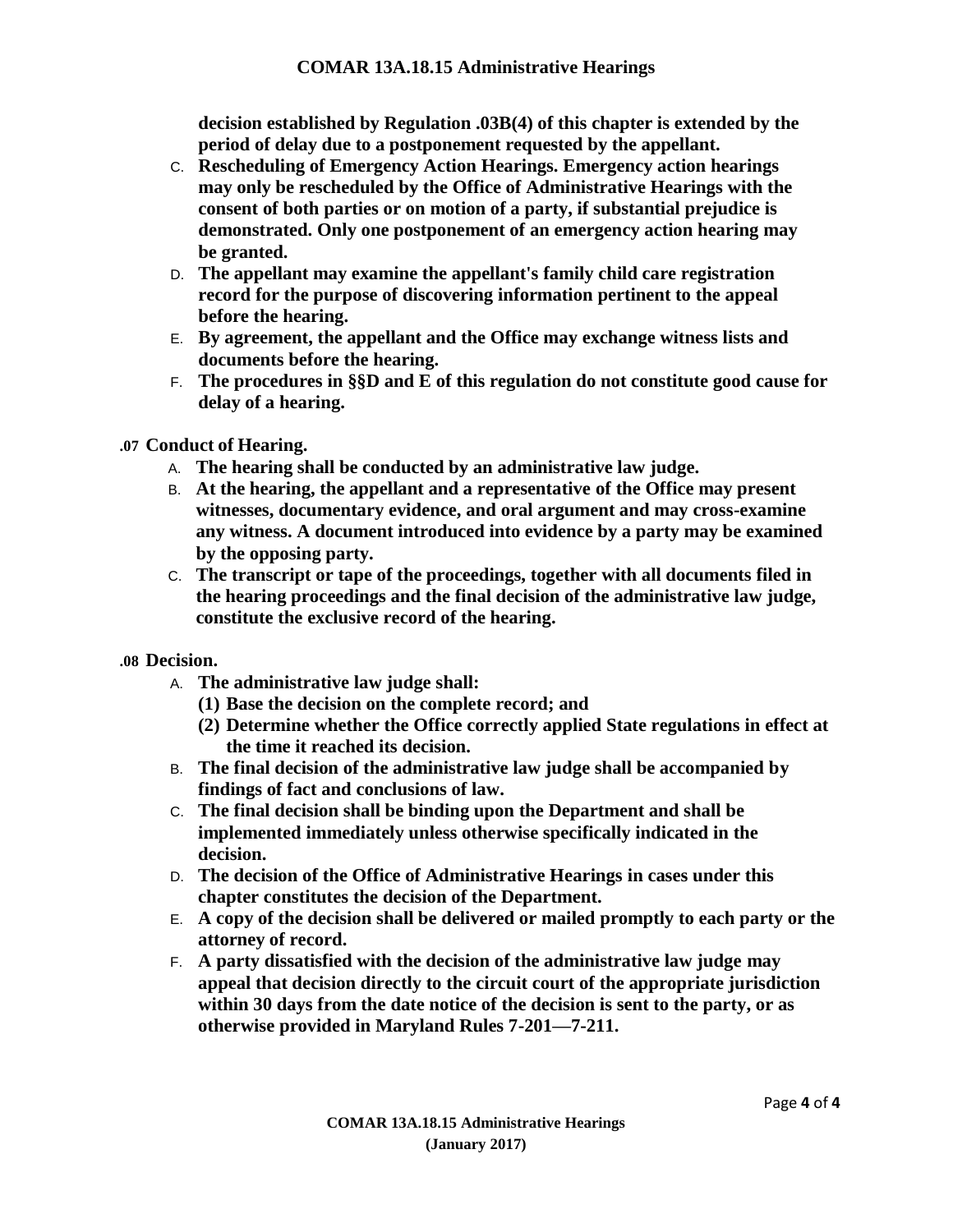**decision established by Regulation .03B(4) of this chapter is extended by the period of delay due to a postponement requested by the appellant.**

C. **Rescheduling of Emergency Action Hearings. Emergency action hearings may only be rescheduled by the Office of Administrative Hearings with the consent of both parties or on motion of a party, if substantial prejudice is demonstrated. Only one postponement of an emergency action hearing may be granted.**

D. **The appellant may examine the appellant's family child care registration record for the purpose of discovering information pertinent to the appeal before the hearing.**

E. **By agreement, the appellant and the Office may exchange witness lists and documents before the hearing.**

F. **The procedures in §§D and E of this regulation do not constitute good cause for delay of a hearing.**

**.07 Conduct of Hearing.**

A. **The hearing shall be conducted by an administrative law judge.**

B. **At the hearing, the appellant and a representative of the Office may present witnesses, documentary evidence, and oral argument and may cross-examine any witness. A document introduced into evidence by a party may be examined by the opposing party.**

C. **The transcript or tape of the proceedings, together with all documents filed in the hearing proceedings and the final decision of the administrative law judge, constitute the exclusive record of the hearing.**

**.08 Decision.**

A. **The administrative law judge shall:**
   **(1) Base the decision on the complete record; and**
   **(2) Determine whether the Office correctly applied State regulations in effect at the time it reached its decision.**

B. **The final decision of the administrative law judge shall be accompanied by findings of fact and conclusions of law.**

C. **The final decision shall be binding upon the Department and shall be implemented immediately unless otherwise specifically indicated in the decision.**

D. **The decision of the Office of Administrative Hearings in cases under this chapter constitutes the decision of the Department.**

E. **A copy of the decision shall be delivered or mailed promptly to each party or the attorney of record.**

F. **A party dissatisfied with the decision of the administrative law judge may appeal that decision directly to the circuit court of the appropriate jurisdiction within 30 days from the date notice of the decision is sent to the party, or as otherwise provided in Maryland Rules 7-201—7-211.**